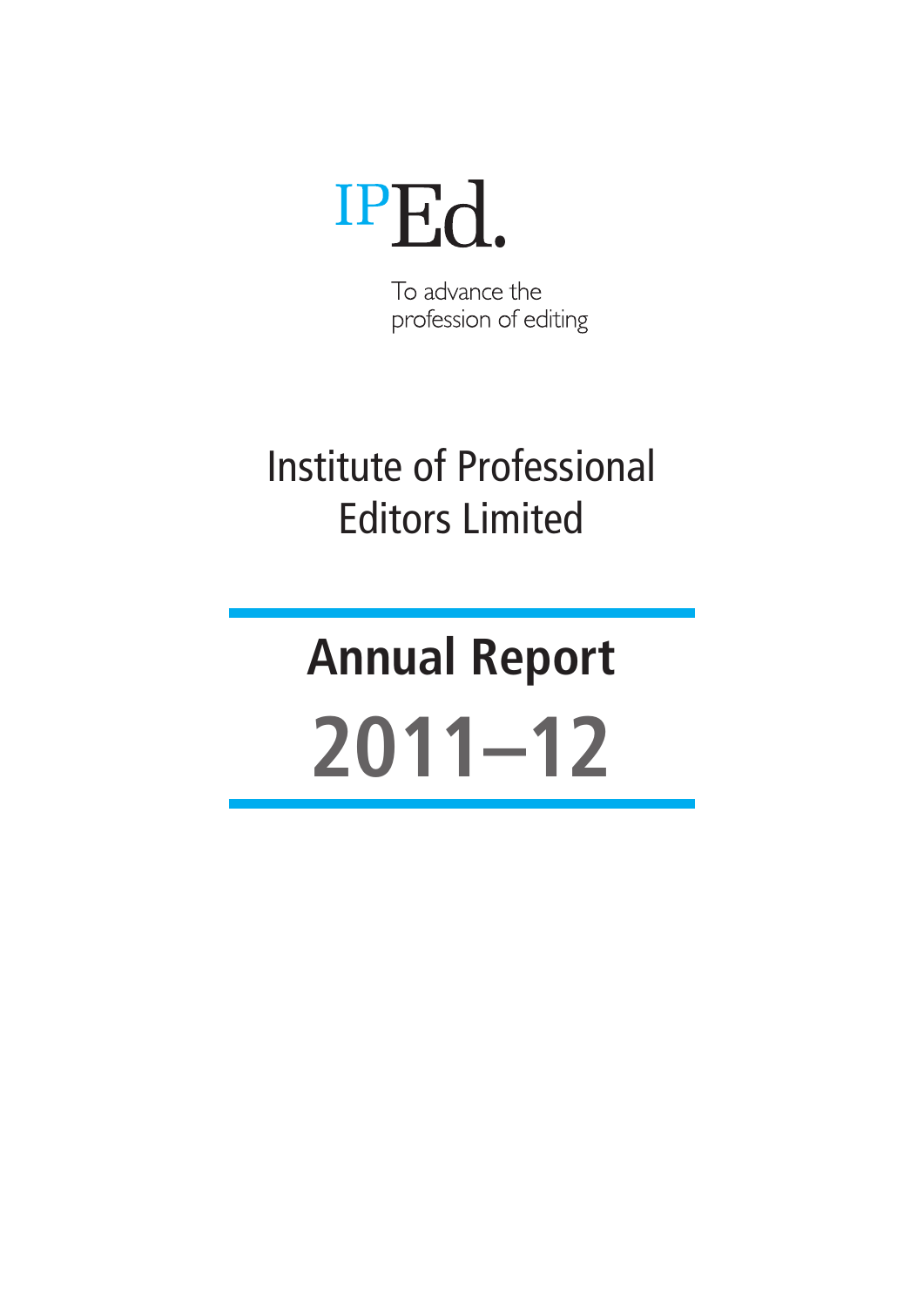IPEd.

To advance the profession of editing

# Institute of Professional Editors Limited

# Annual Report 2011–12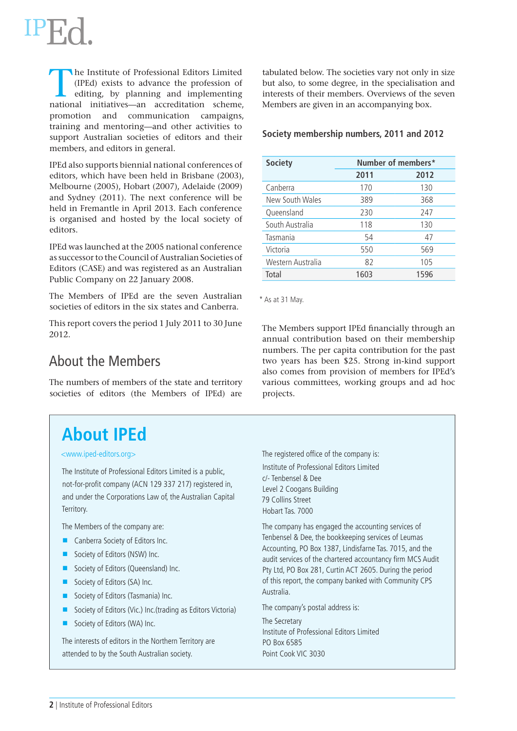# IPEd.

The Institute of Professional Editors Limited (IPEd) exists to advance the profession of editing, by planning and implementing national initiatives—an accreditation scheme, promotion and communication campaigns, training and mentoring—and other activities to support Australian societies of editors and their members, and editors in general.

IPEd also supports biennial national conferences of editors, which have been held in Brisbane (2003), Melbourne (2005), Hobart (2007), Adelaide (2009) and Sydney (2011). The next conference will be held in Fremantle in April 2013. Each conference is organised and hosted by the local society of editors.

IPEd was launched at the 2005 national conference as successor to the Council of Australian Societies of Editors (CASE) and was registered as an Australian Public Company on 22 January 2008.

The Members of IPEd are the seven Australian societies of editors in the six states and Canberra.

This report covers the period 1 July 2011 to 30 June 2012.

## About the Members

The numbers of members of the state and territory societies of editors (the Members of IPEd) are tabulated below. The societies vary not only in size but also, to some degree, in the specialisation and interests of their members. Overviews of the seven Members are given in an accompanying box.

### Society membership numbers, 2011 and 2012

| Society | Number of members* | |
|---|---|---|
| | 2011 | 2012 |
| Canberra | 170 | 130 |
| New South Wales | 389 | 368 |
| Queensland | 230 | 247 |
| South Australia | 118 | 130 |
| Tasmania | 54 | 47 |
| Victoria | 550 | 569 |
| Western Australia | 82 | 105 |
| Total | 1603 | 1596 |

* As at 31 May.

The Members support IPEd financially through an annual contribution based on their membership numbers. The per capita contribution for the past two years has been $25. Strong in-kind support also comes from provision of members for IPEd's various committees, working groups and ad hoc projects.

## About IPEd

<www.iped-editors.org>

The Institute of Professional Editors Limited is a public, not-for-profit company (ACN 129 337 217) registered in, and under the Corporations Law of, the Australian Capital Territory.

The Members of the company are:

- Canberra Society of Editors Inc.
- Society of Editors (NSW) Inc.
- Society of Editors (Queensland) Inc.
- Society of Editors (SA) Inc.
- Society of Editors (Tasmania) Inc.
- Society of Editors (Vic.) Inc.(trading as Editors Victoria)
- Society of Editors (WA) Inc.

The interests of editors in the Northern Territory are attended to by the South Australian society.

The registered office of the company is:

Institute of Professional Editors Limited
c/- Tenbensel & Dee
Level 2 Coogans Building
79 Collins Street
Hobart Tas. 7000

The company has engaged the accounting services of Tenbensel & Dee, the bookkeeping services of Leumas Accounting, PO Box 1387, Lindisfarne Tas. 7015, and the audit services of the chartered accountancy firm MCS Audit Pty Ltd, PO Box 281, Curtin ACT 2605. During the period of this report, the company banked with Community CPS Australia.

The company's postal address is:

The Secretary
Institute of Professional Editors Limited
PO Box 6585
Point Cook VIC 3030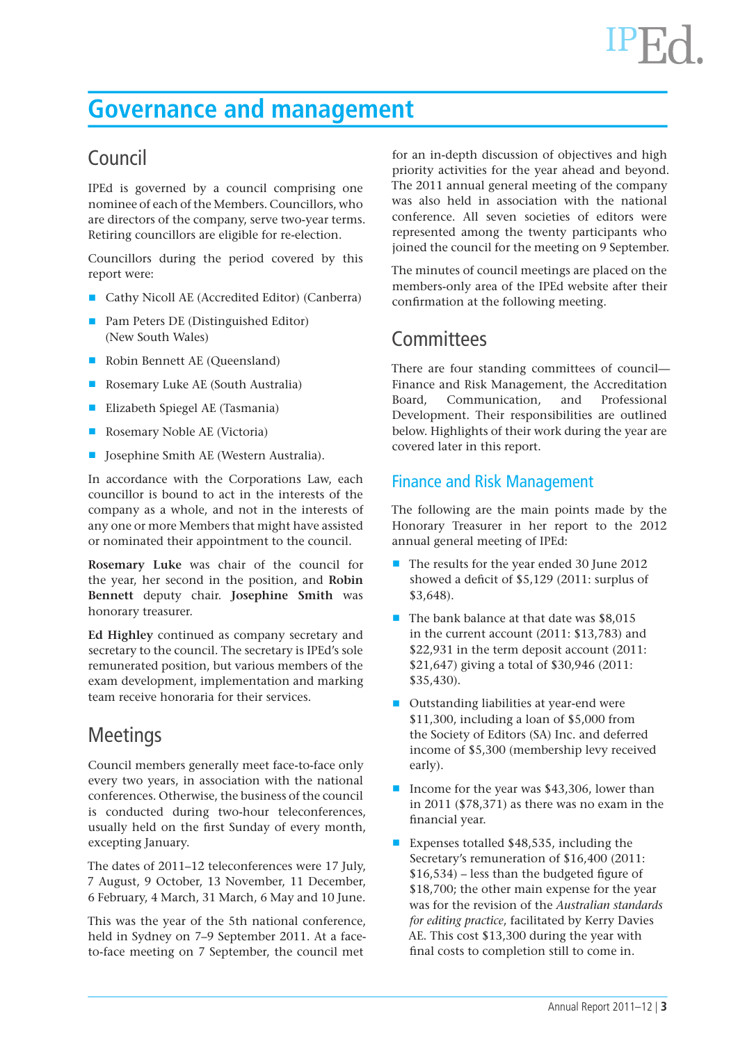# Governance and management

## Council

IPEd is governed by a council comprising one nominee of each of the Members. Councillors, who are directors of the company, serve two-year terms. Retiring councillors are eligible for re-election.

Councillors during the period covered by this report were:

- Cathy Nicoll AE (Accredited Editor) (Canberra)
- Pam Peters DE (Distinguished Editor) (New South Wales)
- Robin Bennett AE (Queensland)
- Rosemary Luke AE (South Australia)
- Elizabeth Spiegel AE (Tasmania)
- Rosemary Noble AE (Victoria)
- Josephine Smith AE (Western Australia).

In accordance with the Corporations Law, each councillor is bound to act in the interests of the company as a whole, and not in the interests of any one or more Members that might have assisted or nominated their appointment to the council.

**Rosemary Luke** was chair of the council for the year, her second in the position, and **Robin Bennett** deputy chair. **Josephine Smith** was honorary treasurer.

**Ed Highley** continued as company secretary and secretary to the council. The secretary is IPEd's sole remunerated position, but various members of the exam development, implementation and marking team receive honoraria for their services.

## Meetings

Council members generally meet face-to-face only every two years, in association with the national conferences. Otherwise, the business of the council is conducted during two-hour teleconferences, usually held on the first Sunday of every month, excepting January.

The dates of 2011–12 teleconferences were 17 July, 7 August, 9 October, 13 November, 11 December, 6 February, 4 March, 31 March, 6 May and 10 June.

This was the year of the 5th national conference, held in Sydney on 7–9 September 2011. At a face-to-face meeting on 7 September, the council met for an in-depth discussion of objectives and high priority activities for the year ahead and beyond. The 2011 annual general meeting of the company was also held in association with the national conference. All seven societies of editors were represented among the twenty participants who joined the council for the meeting on 9 September.

The minutes of council meetings are placed on the members-only area of the IPEd website after their confirmation at the following meeting.

## Committees

There are four standing committees of council—Finance and Risk Management, the Accreditation Board, Communication, and Professional Development. Their responsibilities are outlined below. Highlights of their work during the year are covered later in this report.

### Finance and Risk Management

The following are the main points made by the Honorary Treasurer in her report to the 2012 annual general meeting of IPEd:

- The results for the year ended 30 June 2012 showed a deficit of $5,129 (2011: surplus of $3,648).
- The bank balance at that date was $8,015 in the current account (2011: $13,783) and $22,931 in the term deposit account (2011: $21,647) giving a total of $30,946 (2011: $35,430).
- Outstanding liabilities at year-end were $11,300, including a loan of $5,000 from the Society of Editors (SA) Inc. and deferred income of $5,300 (membership levy received early).
- Income for the year was $43,306, lower than in 2011 ($78,371) as there was no exam in the financial year.
- Expenses totalled $48,535, including the Secretary's remuneration of $16,400 (2011: $16,534) – less than the budgeted figure of $18,700; the other main expense for the year was for the revision of the *Australian standards for editing practice*, facilitated by Kerry Davies AE. This cost $13,300 during the year with final costs to completion still to come in.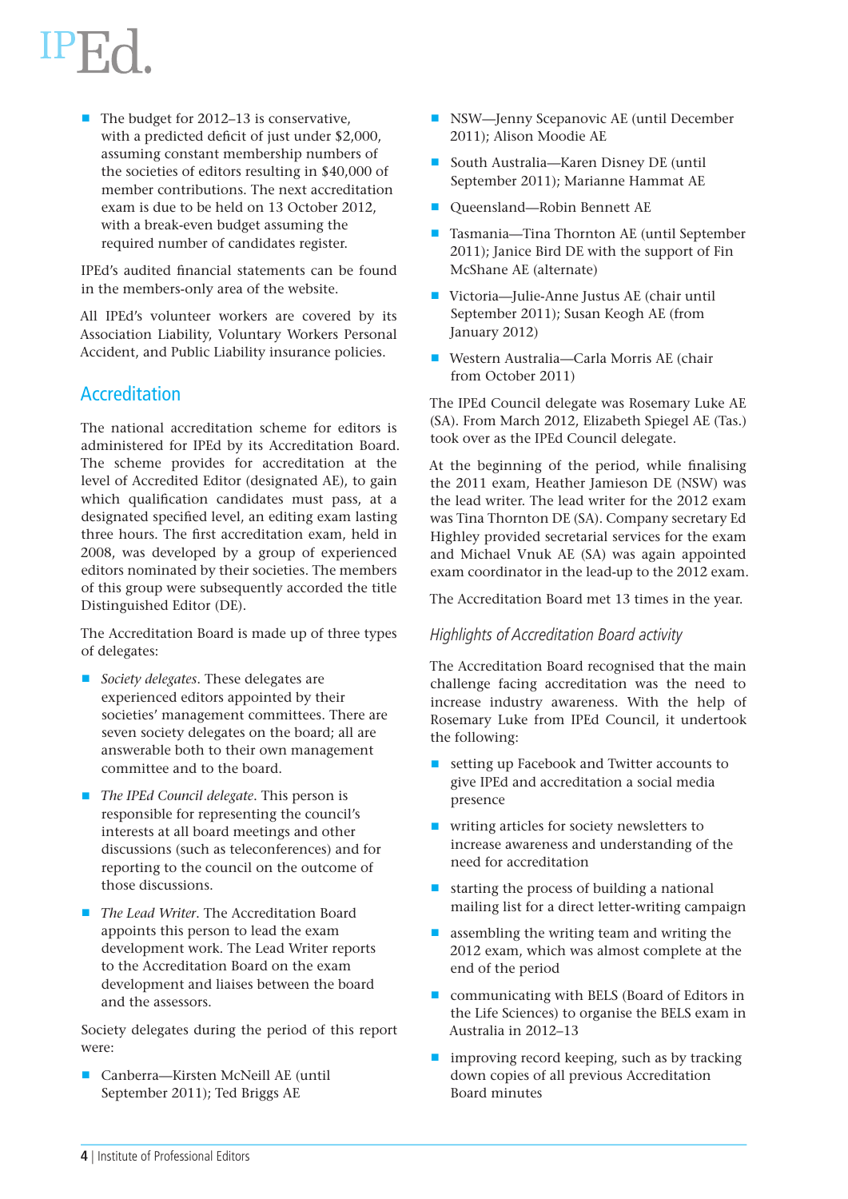- The budget for 2012–13 is conservative, with a predicted deficit of just under $2,000, assuming constant membership numbers of the societies of editors resulting in $40,000 of member contributions. The next accreditation exam is due to be held on 13 October 2012, with a break-even budget assuming the required number of candidates register.

IPEd's audited financial statements can be found in the members-only area of the website.

All IPEd's volunteer workers are covered by its Association Liability, Voluntary Workers Personal Accident, and Public Liability insurance policies.

## Accreditation

The national accreditation scheme for editors is administered for IPEd by its Accreditation Board. The scheme provides for accreditation at the level of Accredited Editor (designated AE), to gain which qualification candidates must pass, at a designated specified level, an editing exam lasting three hours. The first accreditation exam, held in 2008, was developed by a group of experienced editors nominated by their societies. The members of this group were subsequently accorded the title Distinguished Editor (DE).

The Accreditation Board is made up of three types of delegates:

- *Society delegates*. These delegates are experienced editors appointed by their societies' management committees. There are seven society delegates on the board; all are answerable both to their own management committee and to the board.
- *The IPEd Council delegate*. This person is responsible for representing the council's interests at all board meetings and other discussions (such as teleconferences) and for reporting to the council on the outcome of those discussions.
- *The Lead Writer*. The Accreditation Board appoints this person to lead the exam development work. The Lead Writer reports to the Accreditation Board on the exam development and liaises between the board and the assessors.

Society delegates during the period of this report were:

- Canberra—Kirsten McNeill AE (until September 2011); Ted Briggs AE
- NSW—Jenny Scepanovic AE (until December 2011); Alison Moodie AE
- South Australia—Karen Disney DE (until September 2011); Marianne Hammat AE
- Queensland—Robin Bennett AE
- Tasmania—Tina Thornton AE (until September 2011); Janice Bird DE with the support of Fin McShane AE (alternate)
- Victoria—Julie-Anne Justus AE (chair until September 2011); Susan Keogh AE (from January 2012)
- Western Australia—Carla Morris AE (chair from October 2011)

The IPEd Council delegate was Rosemary Luke AE (SA). From March 2012, Elizabeth Spiegel AE (Tas.) took over as the IPEd Council delegate.

At the beginning of the period, while finalising the 2011 exam, Heather Jamieson DE (NSW) was the lead writer. The lead writer for the 2012 exam was Tina Thornton DE (SA). Company secretary Ed Highley provided secretarial services for the exam and Michael Vnuk AE (SA) was again appointed exam coordinator in the lead-up to the 2012 exam.

The Accreditation Board met 13 times in the year.

### *Highlights of Accreditation Board activity*

The Accreditation Board recognised that the main challenge facing accreditation was the need to increase industry awareness. With the help of Rosemary Luke from IPEd Council, it undertook the following:

- setting up Facebook and Twitter accounts to give IPEd and accreditation a social media presence
- writing articles for society newsletters to increase awareness and understanding of the need for accreditation
- starting the process of building a national mailing list for a direct letter-writing campaign
- assembling the writing team and writing the 2012 exam, which was almost complete at the end of the period
- communicating with BELS (Board of Editors in the Life Sciences) to organise the BELS exam in Australia in 2012–13
- improving record keeping, such as by tracking down copies of all previous Accreditation Board minutes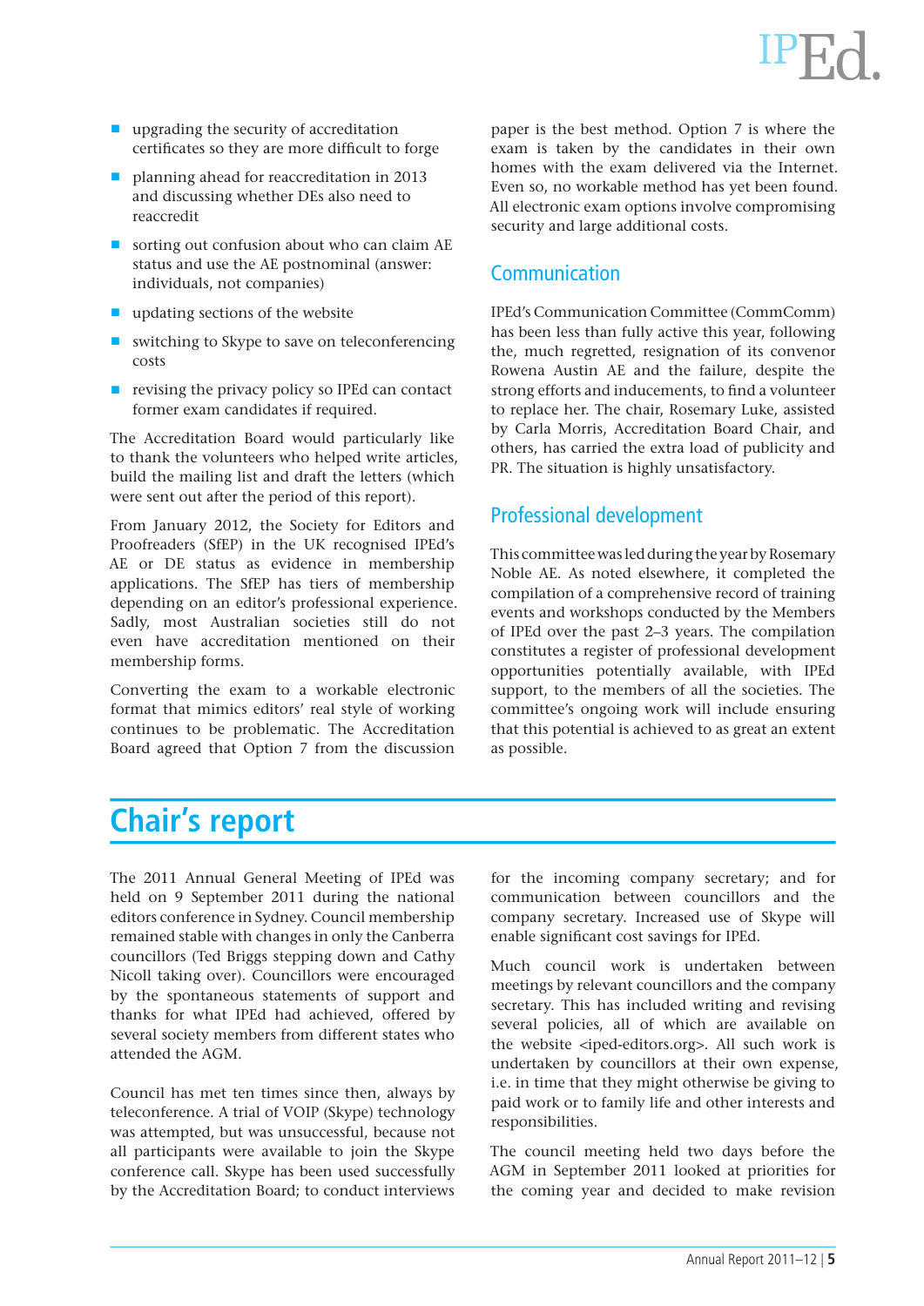- upgrading the security of accreditation certificates so they are more difficult to forge
- planning ahead for reaccreditation in 2013 and discussing whether DEs also need to reaccredit
- sorting out confusion about who can claim AE status and use the AE postnominal (answer: individuals, not companies)
- updating sections of the website
- switching to Skype to save on teleconferencing costs
- revising the privacy policy so IPEd can contact former exam candidates if required.

The Accreditation Board would particularly like to thank the volunteers who helped write articles, build the mailing list and draft the letters (which were sent out after the period of this report).

From January 2012, the Society for Editors and Proofreaders (SfEP) in the UK recognised IPEd's AE or DE status as evidence in membership applications. The SfEP has tiers of membership depending on an editor's professional experience. Sadly, most Australian societies still do not even have accreditation mentioned on their membership forms.

Converting the exam to a workable electronic format that mimics editors' real style of working continues to be problematic. The Accreditation Board agreed that Option 7 from the discussion paper is the best method. Option 7 is where the exam is taken by the candidates in their own homes with the exam delivered via the Internet. Even so, no workable method has yet been found. All electronic exam options involve compromising security and large additional costs.

## Communication

IPEd's Communication Committee (CommComm) has been less than fully active this year, following the, much regretted, resignation of its convenor Rowena Austin AE and the failure, despite the strong efforts and inducements, to find a volunteer to replace her. The chair, Rosemary Luke, assisted by Carla Morris, Accreditation Board Chair, and others, has carried the extra load of publicity and PR. The situation is highly unsatisfactory.

## Professional development

This committee was led during the year by Rosemary Noble AE. As noted elsewhere, it completed the compilation of a comprehensive record of training events and workshops conducted by the Members of IPEd over the past 2–3 years. The compilation constitutes a register of professional development opportunities potentially available, with IPEd support, to the members of all the societies. The committee's ongoing work will include ensuring that this potential is achieved to as great an extent as possible.

# Chair's report

The 2011 Annual General Meeting of IPEd was held on 9 September 2011 during the national editors conference in Sydney. Council membership remained stable with changes in only the Canberra councillors (Ted Briggs stepping down and Cathy Nicoll taking over). Councillors were encouraged by the spontaneous statements of support and thanks for what IPEd had achieved, offered by several society members from different states who attended the AGM.

Council has met ten times since then, always by teleconference. A trial of VOIP (Skype) technology was attempted, but was unsuccessful, because not all participants were available to join the Skype conference call. Skype has been used successfully by the Accreditation Board; to conduct interviews for the incoming company secretary; and for communication between councillors and the company secretary. Increased use of Skype will enable significant cost savings for IPEd.

Much council work is undertaken between meetings by relevant councillors and the company secretary. This has included writing and revising several policies, all of which are available on the website <iped-editors.org>. All such work is undertaken by councillors at their own expense, i.e. in time that they might otherwise be giving to paid work or to family life and other interests and responsibilities.

The council meeting held two days before the AGM in September 2011 looked at priorities for the coming year and decided to make revision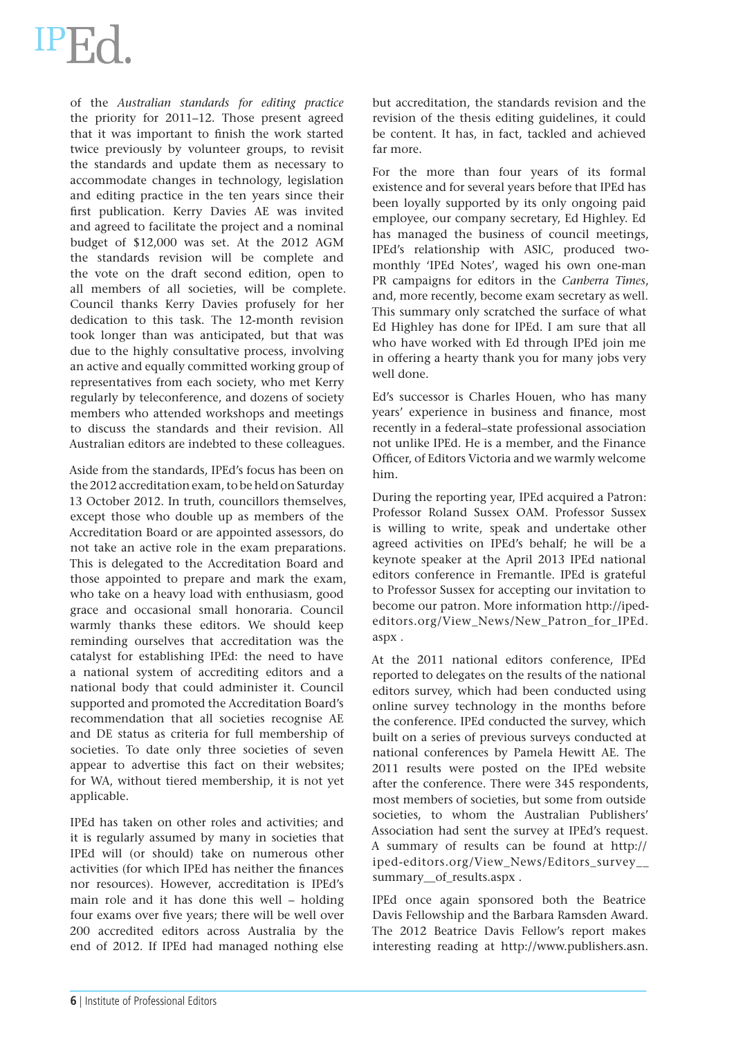of the *Australian standards for editing practice* the priority for 2011–12. Those present agreed that it was important to finish the work started twice previously by volunteer groups, to revisit the standards and update them as necessary to accommodate changes in technology, legislation and editing practice in the ten years since their first publication. Kerry Davies AE was invited and agreed to facilitate the project and a nominal budget of $12,000 was set. At the 2012 AGM the standards revision will be complete and the vote on the draft second edition, open to all members of all societies, will be complete. Council thanks Kerry Davies profusely for her dedication to this task. The 12-month revision took longer than was anticipated, but that was due to the highly consultative process, involving an active and equally committed working group of representatives from each society, who met Kerry regularly by teleconference, and dozens of society members who attended workshops and meetings to discuss the standards and their revision. All Australian editors are indebted to these colleagues.

Aside from the standards, IPEd's focus has been on the 2012 accreditation exam, to be held on Saturday 13 October 2012. In truth, councillors themselves, except those who double up as members of the Accreditation Board or are appointed assessors, do not take an active role in the exam preparations. This is delegated to the Accreditation Board and those appointed to prepare and mark the exam, who take on a heavy load with enthusiasm, good grace and occasional small honoraria. Council warmly thanks these editors. We should keep reminding ourselves that accreditation was the catalyst for establishing IPEd: the need to have a national system of accrediting editors and a national body that could administer it. Council supported and promoted the Accreditation Board's recommendation that all societies recognise AE and DE status as criteria for full membership of societies. To date only three societies of seven appear to advertise this fact on their websites; for WA, without tiered membership, it is not yet applicable.

IPEd has taken on other roles and activities; and it is regularly assumed by many in societies that IPEd will (or should) take on numerous other activities (for which IPEd has neither the finances nor resources). However, accreditation is IPEd's main role and it has done this well – holding four exams over five years; there will be well over 200 accredited editors across Australia by the end of 2012. If IPEd had managed nothing else but accreditation, the standards revision and the revision of the thesis editing guidelines, it could be content. It has, in fact, tackled and achieved far more.

For the more than four years of its formal existence and for several years before that IPEd has been loyally supported by its only ongoing paid employee, our company secretary, Ed Highley. Ed has managed the business of council meetings, IPEd's relationship with ASIC, produced two-monthly 'IPEd Notes', waged his own one-man PR campaigns for editors in the *Canberra Times*, and, more recently, become exam secretary as well. This summary only scratched the surface of what Ed Highley has done for IPEd. I am sure that all who have worked with Ed through IPEd join me in offering a hearty thank you for many jobs very well done.

Ed's successor is Charles Houen, who has many years' experience in business and finance, most recently in a federal–state professional association not unlike IPEd. He is a member, and the Finance Officer, of Editors Victoria and we warmly welcome him.

During the reporting year, IPEd acquired a Patron: Professor Roland Sussex OAM. Professor Sussex is willing to write, speak and undertake other agreed activities on IPEd's behalf; he will be a keynote speaker at the April 2013 IPEd national editors conference in Fremantle. IPEd is grateful to Professor Sussex for accepting our invitation to become our patron. More information http://iped-editors.org/View_News/New_Patron_for_IPEd.aspx .

At the 2011 national editors conference, IPEd reported to delegates on the results of the national editors survey, which had been conducted using online survey technology in the months before the conference. IPEd conducted the survey, which built on a series of previous surveys conducted at national conferences by Pamela Hewitt AE. The 2011 results were posted on the IPEd website after the conference. There were 345 respondents, most members of societies, but some from outside societies, to whom the Australian Publishers' Association had sent the survey at IPEd's request. A summary of results can be found at http://iped-editors.org/View_News/Editors_survey__summary__of_results.aspx .

IPEd once again sponsored both the Beatrice Davis Fellowship and the Barbara Ramsden Award. The 2012 Beatrice Davis Fellow's report makes interesting reading at http://www.publishers.asn.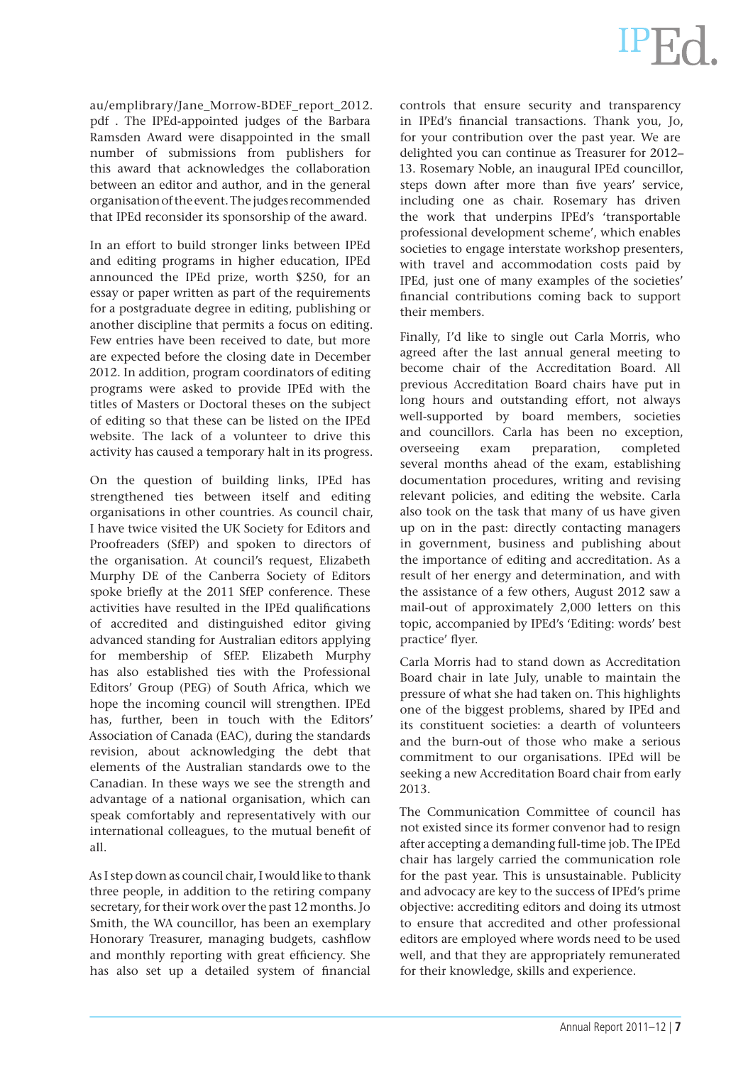au/emplibrary/Jane_Morrow-BDEF_report_2012.pdf . The IPEd-appointed judges of the Barbara Ramsden Award were disappointed in the small number of submissions from publishers for this award that acknowledges the collaboration between an editor and author, and in the general organisation of the event. The judges recommended that IPEd reconsider its sponsorship of the award.

In an effort to build stronger links between IPEd and editing programs in higher education, IPEd announced the IPEd prize, worth $250, for an essay or paper written as part of the requirements for a postgraduate degree in editing, publishing or another discipline that permits a focus on editing. Few entries have been received to date, but more are expected before the closing date in December 2012. In addition, program coordinators of editing programs were asked to provide IPEd with the titles of Masters or Doctoral theses on the subject of editing so that these can be listed on the IPEd website. The lack of a volunteer to drive this activity has caused a temporary halt in its progress.

On the question of building links, IPEd has strengthened ties between itself and editing organisations in other countries. As council chair, I have twice visited the UK Society for Editors and Proofreaders (SfEP) and spoken to directors of the organisation. At council's request, Elizabeth Murphy DE of the Canberra Society of Editors spoke briefly at the 2011 SfEP conference. These activities have resulted in the IPEd qualifications of accredited and distinguished editor giving advanced standing for Australian editors applying for membership of SfEP. Elizabeth Murphy has also established ties with the Professional Editors' Group (PEG) of South Africa, which we hope the incoming council will strengthen. IPEd has, further, been in touch with the Editors' Association of Canada (EAC), during the standards revision, about acknowledging the debt that elements of the Australian standards owe to the Canadian. In these ways we see the strength and advantage of a national organisation, which can speak comfortably and representatively with our international colleagues, to the mutual benefit of all.

As I step down as council chair, I would like to thank three people, in addition to the retiring company secretary, for their work over the past 12 months. Jo Smith, the WA councillor, has been an exemplary Honorary Treasurer, managing budgets, cashflow and monthly reporting with great efficiency. She has also set up a detailed system of financial controls that ensure security and transparency in IPEd's financial transactions. Thank you, Jo, for your contribution over the past year. We are delighted you can continue as Treasurer for 2012–13. Rosemary Noble, an inaugural IPEd councillor, steps down after more than five years' service, including one as chair. Rosemary has driven the work that underpins IPEd's 'transportable professional development scheme', which enables societies to engage interstate workshop presenters, with travel and accommodation costs paid by IPEd, just one of many examples of the societies' financial contributions coming back to support their members.

Finally, I'd like to single out Carla Morris, who agreed after the last annual general meeting to become chair of the Accreditation Board. All previous Accreditation Board chairs have put in long hours and outstanding effort, not always well-supported by board members, societies and councillors. Carla has been no exception, overseeing exam preparation, completed several months ahead of the exam, establishing documentation procedures, writing and revising relevant policies, and editing the website. Carla also took on the task that many of us have given up on in the past: directly contacting managers in government, business and publishing about the importance of editing and accreditation. As a result of her energy and determination, and with the assistance of a few others, August 2012 saw a mail-out of approximately 2,000 letters on this topic, accompanied by IPEd's 'Editing: words' best practice' flyer.

Carla Morris had to stand down as Accreditation Board chair in late July, unable to maintain the pressure of what she had taken on. This highlights one of the biggest problems, shared by IPEd and its constituent societies: a dearth of volunteers and the burn-out of those who make a serious commitment to our organisations. IPEd will be seeking a new Accreditation Board chair from early 2013.

The Communication Committee of council has not existed since its former convenor had to resign after accepting a demanding full-time job. The IPEd chair has largely carried the communication role for the past year. This is unsustainable. Publicity and advocacy are key to the success of IPEd's prime objective: accrediting editors and doing its utmost to ensure that accredited and other professional editors are employed where words need to be used well, and that they are appropriately remunerated for their knowledge, skills and experience.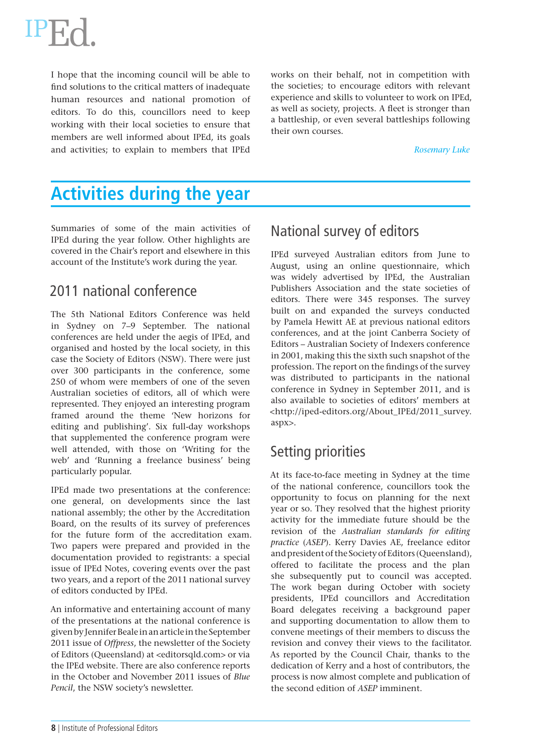I hope that the incoming council will be able to find solutions to the critical matters of inadequate human resources and national promotion of editors. To do this, councillors need to keep working with their local societies to ensure that members are well informed about IPEd, its goals and activities; to explain to members that IPEd works on their behalf, not in competition with the societies; to encourage editors with relevant experience and skills to volunteer to work on IPEd, as well as society, projects. A fleet is stronger than a battleship, or even several battleships following their own courses.

*Rosemary Luke*

# Activities during the year

Summaries of some of the main activities of IPEd during the year follow. Other highlights are covered in the Chair's report and elsewhere in this account of the Institute's work during the year.

## 2011 national conference

The 5th National Editors Conference was held in Sydney on 7–9 September. The national conferences are held under the aegis of IPEd, and organised and hosted by the local society, in this case the Society of Editors (NSW). There were just over 300 participants in the conference, some 250 of whom were members of one of the seven Australian societies of editors, all of which were represented. They enjoyed an interesting program framed around the theme 'New horizons for editing and publishing'. Six full-day workshops that supplemented the conference program were well attended, with those on 'Writing for the web' and 'Running a freelance business' being particularly popular.

IPEd made two presentations at the conference: one general, on developments since the last national assembly; the other by the Accreditation Board, on the results of its survey of preferences for the future form of the accreditation exam. Two papers were prepared and provided in the documentation provided to registrants: a special issue of IPEd Notes, covering events over the past two years, and a report of the 2011 national survey of editors conducted by IPEd.

An informative and entertaining account of many of the presentations at the national conference is given by Jennifer Beale in an article in the September 2011 issue of *Offpress*, the newsletter of the Society of Editors (Queensland) at <editorsqld.com> or via the IPEd website. There are also conference reports in the October and November 2011 issues of *Blue Pencil*, the NSW society's newsletter.

## National survey of editors

IPEd surveyed Australian editors from June to August, using an online questionnaire, which was widely advertised by IPEd, the Australian Publishers Association and the state societies of editors. There were 345 responses. The survey built on and expanded the surveys conducted by Pamela Hewitt AE at previous national editors conferences, and at the joint Canberra Society of Editors – Australian Society of Indexers conference in 2001, making this the sixth such snapshot of the profession. The report on the findings of the survey was distributed to participants in the national conference in Sydney in September 2011, and is also available to societies of editors' members at <http://iped-editors.org/About_IPEd/2011_survey.aspx>.

## Setting priorities

At its face-to-face meeting in Sydney at the time of the national conference, councillors took the opportunity to focus on planning for the next year or so. They resolved that the highest priority activity for the immediate future should be the revision of the *Australian standards for editing practice* (*ASEP*). Kerry Davies AE, freelance editor and president of the Society of Editors (Queensland), offered to facilitate the process and the plan she subsequently put to council was accepted. The work began during October with society presidents, IPEd councillors and Accreditation Board delegates receiving a background paper and supporting documentation to allow them to convene meetings of their members to discuss the revision and convey their views to the facilitator. As reported by the Council Chair, thanks to the dedication of Kerry and a host of contributors, the process is now almost complete and publication of the second edition of *ASEP* imminent.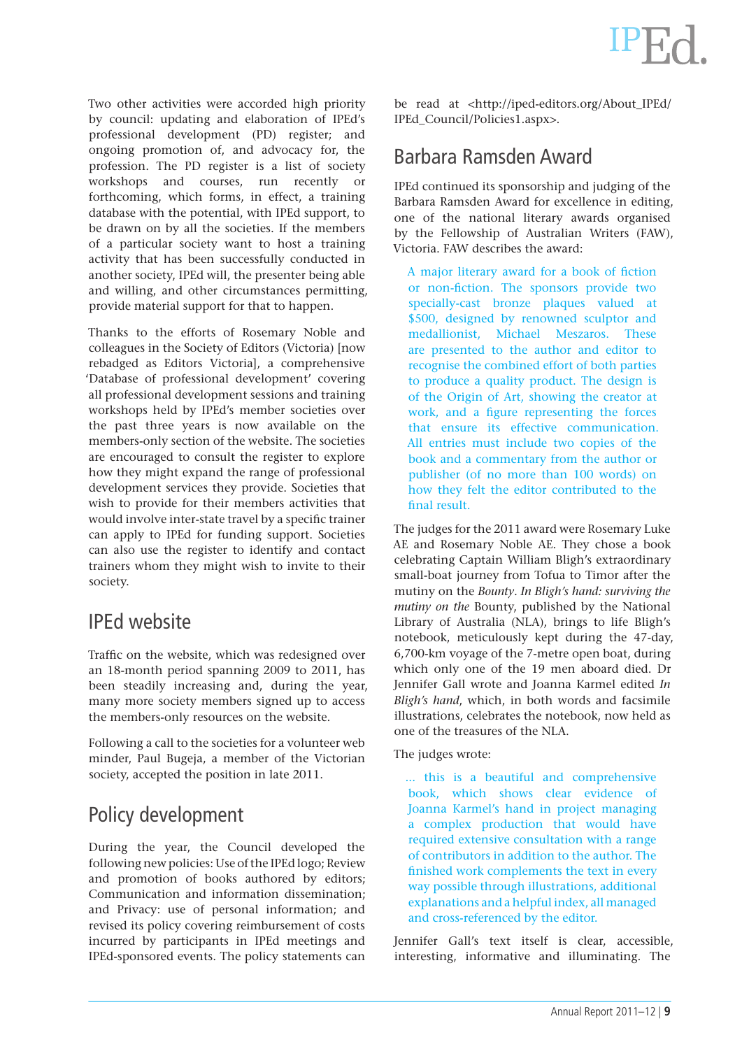Two other activities were accorded high priority by council: updating and elaboration of IPEd's professional development (PD) register; and ongoing promotion of, and advocacy for, the profession. The PD register is a list of society workshops and courses, run recently or forthcoming, which forms, in effect, a training database with the potential, with IPEd support, to be drawn on by all the societies. If the members of a particular society want to host a training activity that has been successfully conducted in another society, IPEd will, the presenter being able and willing, and other circumstances permitting, provide material support for that to happen.

Thanks to the efforts of Rosemary Noble and colleagues in the Society of Editors (Victoria) [now rebadged as Editors Victoria], a comprehensive 'Database of professional development' covering all professional development sessions and training workshops held by IPEd's member societies over the past three years is now available on the members-only section of the website. The societies are encouraged to consult the register to explore how they might expand the range of professional development services they provide. Societies that wish to provide for their members activities that would involve inter-state travel by a specific trainer can apply to IPEd for funding support. Societies can also use the register to identify and contact trainers whom they might wish to invite to their society.

## IPEd website

Traffic on the website, which was redesigned over an 18-month period spanning 2009 to 2011, has been steadily increasing and, during the year, many more society members signed up to access the members-only resources on the website.

Following a call to the societies for a volunteer web minder, Paul Bugeja, a member of the Victorian society, accepted the position in late 2011.

## Policy development

During the year, the Council developed the following new policies: Use of the IPEd logo; Review and promotion of books authored by editors; Communication and information dissemination; and Privacy: use of personal information; and revised its policy covering reimbursement of costs incurred by participants in IPEd meetings and IPEd-sponsored events. The policy statements can be read at <http://iped-editors.org/About_IPEd/IPEd_Council/Policies1.aspx>.

## Barbara Ramsden Award

IPEd continued its sponsorship and judging of the Barbara Ramsden Award for excellence in editing, one of the national literary awards organised by the Fellowship of Australian Writers (FAW), Victoria. FAW describes the award:

> A major literary award for a book of fiction or non-fiction. The sponsors provide two specially-cast bronze plaques valued at $500, designed by renowned sculptor and medallionist, Michael Meszaros. These are presented to the author and editor to recognise the combined effort of both parties to produce a quality product. The design is of the Origin of Art, showing the creator at work, and a figure representing the forces that ensure its effective communication. All entries must include two copies of the book and a commentary from the author or publisher (of no more than 100 words) on how they felt the editor contributed to the final result.

The judges for the 2011 award were Rosemary Luke AE and Rosemary Noble AE. They chose a book celebrating Captain William Bligh's extraordinary small-boat journey from Tofua to Timor after the mutiny on the *Bounty*. *In Bligh's hand: surviving the mutiny on the* Bounty, published by the National Library of Australia (NLA), brings to life Bligh's notebook, meticulously kept during the 47-day, 6,700-km voyage of the 7-metre open boat, during which only one of the 19 men aboard died. Dr Jennifer Gall wrote and Joanna Karmel edited *In Bligh's hand*, which, in both words and facsimile illustrations, celebrates the notebook, now held as one of the treasures of the NLA.

The judges wrote:

> … this is a beautiful and comprehensive book, which shows clear evidence of Joanna Karmel's hand in project managing a complex production that would have required extensive consultation with a range of contributors in addition to the author. The finished work complements the text in every way possible through illustrations, additional explanations and a helpful index, all managed and cross-referenced by the editor.

Jennifer Gall's text itself is clear, accessible, interesting, informative and illuminating. The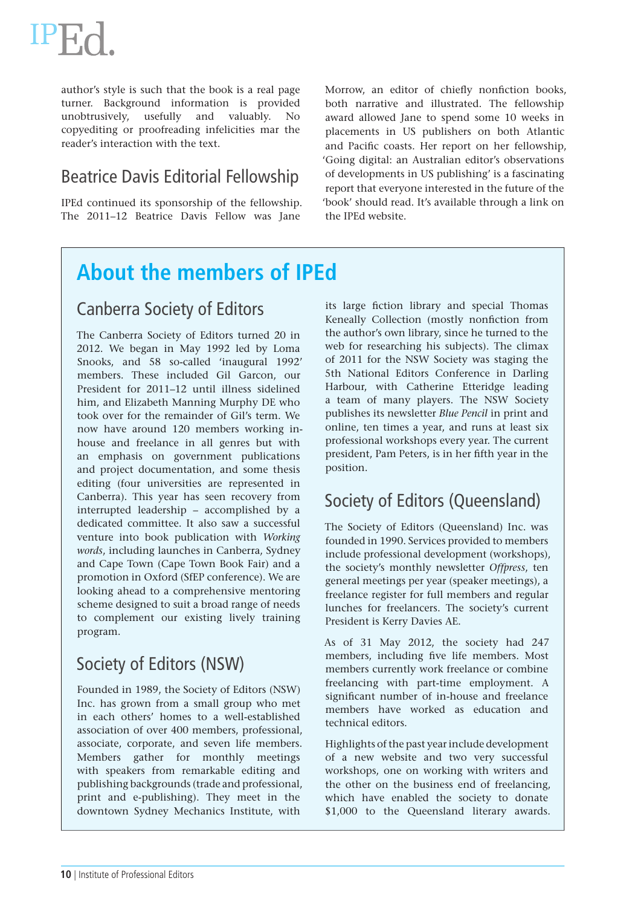author's style is such that the book is a real page turner. Background information is provided unobtrusively, usefully and valuably. No copyediting or proofreading infelicities mar the reader's interaction with the text.

## Beatrice Davis Editorial Fellowship

IPEd continued its sponsorship of the fellowship. The 2011–12 Beatrice Davis Fellow was Jane Morrow, an editor of chiefly nonfiction books, both narrative and illustrated. The fellowship award allowed Jane to spend some 10 weeks in placements in US publishers on both Atlantic and Pacific coasts. Her report on her fellowship, 'Going digital: an Australian editor's observations of developments in US publishing' is a fascinating report that everyone interested in the future of the 'book' should read. It's available through a link on the IPEd website.

# About the members of IPEd

## Canberra Society of Editors

The Canberra Society of Editors turned 20 in 2012. We began in May 1992 led by Loma Snooks, and 58 so-called 'inaugural 1992' members. These included Gil Garcon, our President for 2011–12 until illness sidelined him, and Elizabeth Manning Murphy DE who took over for the remainder of Gil's term. We now have around 120 members working in-house and freelance in all genres but with an emphasis on government publications and project documentation, and some thesis editing (four universities are represented in Canberra). This year has seen recovery from interrupted leadership – accomplished by a dedicated committee. It also saw a successful venture into book publication with *Working words*, including launches in Canberra, Sydney and Cape Town (Cape Town Book Fair) and a promotion in Oxford (SfEP conference). We are looking ahead to a comprehensive mentoring scheme designed to suit a broad range of needs to complement our existing lively training program.

## Society of Editors (NSW)

Founded in 1989, the Society of Editors (NSW) Inc. has grown from a small group who met in each others' homes to a well-established association of over 400 members, professional, associate, corporate, and seven life members. Members gather for monthly meetings with speakers from remarkable editing and publishing backgrounds (trade and professional, print and e-publishing). They meet in the downtown Sydney Mechanics Institute, with its large fiction library and special Thomas Keneally Collection (mostly nonfiction from the author's own library, since he turned to the web for researching his subjects). The climax of 2011 for the NSW Society was staging the 5th National Editors Conference in Darling Harbour, with Catherine Etteridge leading a team of many players. The NSW Society publishes its newsletter *Blue Pencil* in print and online, ten times a year, and runs at least six professional workshops every year. The current president, Pam Peters, is in her fifth year in the position.

## Society of Editors (Queensland)

The Society of Editors (Queensland) Inc. was founded in 1990. Services provided to members include professional development (workshops), the society's monthly newsletter *Offpress*, ten general meetings per year (speaker meetings), a freelance register for full members and regular lunches for freelancers. The society's current President is Kerry Davies AE.

As of 31 May 2012, the society had 247 members, including five life members. Most members currently work freelance or combine freelancing with part-time employment. A significant number of in-house and freelance members have worked as education and technical editors.

Highlights of the past year include development of a new website and two very successful workshops, one on working with writers and the other on the business end of freelancing, which have enabled the society to donate $1,000 to the Queensland literary awards.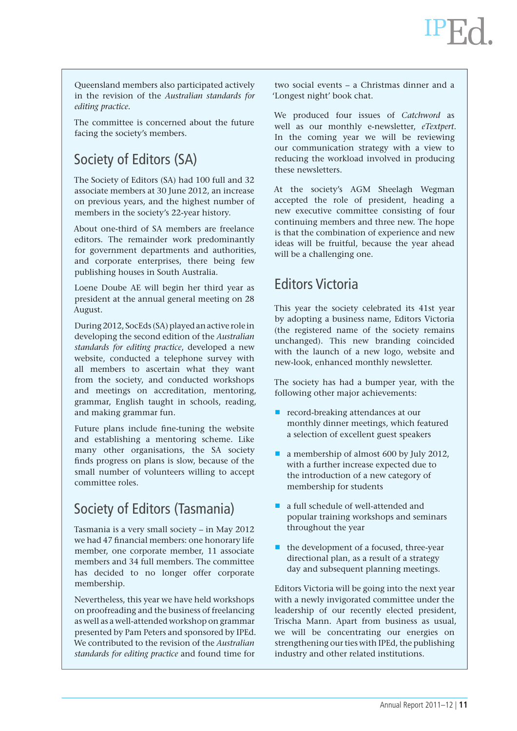Queensland members also participated actively in the revision of the *Australian standards for editing practice*.

The committee is concerned about the future facing the society's members.

## Society of Editors (SA)

The Society of Editors (SA) had 100 full and 32 associate members at 30 June 2012, an increase on previous years, and the highest number of members in the society's 22-year history.

About one-third of SA members are freelance editors. The remainder work predominantly for government departments and authorities, and corporate enterprises, there being few publishing houses in South Australia.

Loene Doube AE will begin her third year as president at the annual general meeting on 28 August.

During 2012, SocEds (SA) played an active role in developing the second edition of the *Australian standards for editing practice*, developed a new website, conducted a telephone survey with all members to ascertain what they want from the society, and conducted workshops and meetings on accreditation, mentoring, grammar, English taught in schools, reading, and making grammar fun.

Future plans include fine-tuning the website and establishing a mentoring scheme. Like many other organisations, the SA society finds progress on plans is slow, because of the small number of volunteers willing to accept committee roles.

## Society of Editors (Tasmania)

Tasmania is a very small society – in May 2012 we had 47 financial members: one honorary life member, one corporate member, 11 associate members and 34 full members. The committee has decided to no longer offer corporate membership.

Nevertheless, this year we have held workshops on proofreading and the business of freelancing as well as a well-attended workshop on grammar presented by Pam Peters and sponsored by IPEd. We contributed to the revision of the *Australian standards for editing practice* and found time for two social events – a Christmas dinner and a 'Longest night' book chat.

We produced four issues of *Catchword* as well as our monthly e-newsletter, *eTextpert*. In the coming year we will be reviewing our communication strategy with a view to reducing the workload involved in producing these newsletters.

At the society's AGM Sheelagh Wegman accepted the role of president, heading a new executive committee consisting of four continuing members and three new. The hope is that the combination of experience and new ideas will be fruitful, because the year ahead will be a challenging one.

## Editors Victoria

This year the society celebrated its 41st year by adopting a business name, Editors Victoria (the registered name of the society remains unchanged). This new branding coincided with the launch of a new logo, website and new-look, enhanced monthly newsletter.

The society has had a bumper year, with the following other major achievements:

- record-breaking attendances at our monthly dinner meetings, which featured a selection of excellent guest speakers
- a membership of almost 600 by July 2012, with a further increase expected due to the introduction of a new category of membership for students
- a full schedule of well-attended and popular training workshops and seminars throughout the year
- the development of a focused, three-year directional plan, as a result of a strategy day and subsequent planning meetings.

Editors Victoria will be going into the next year with a newly invigorated committee under the leadership of our recently elected president, Trischa Mann. Apart from business as usual, we will be concentrating our energies on strengthening our ties with IPEd, the publishing industry and other related institutions.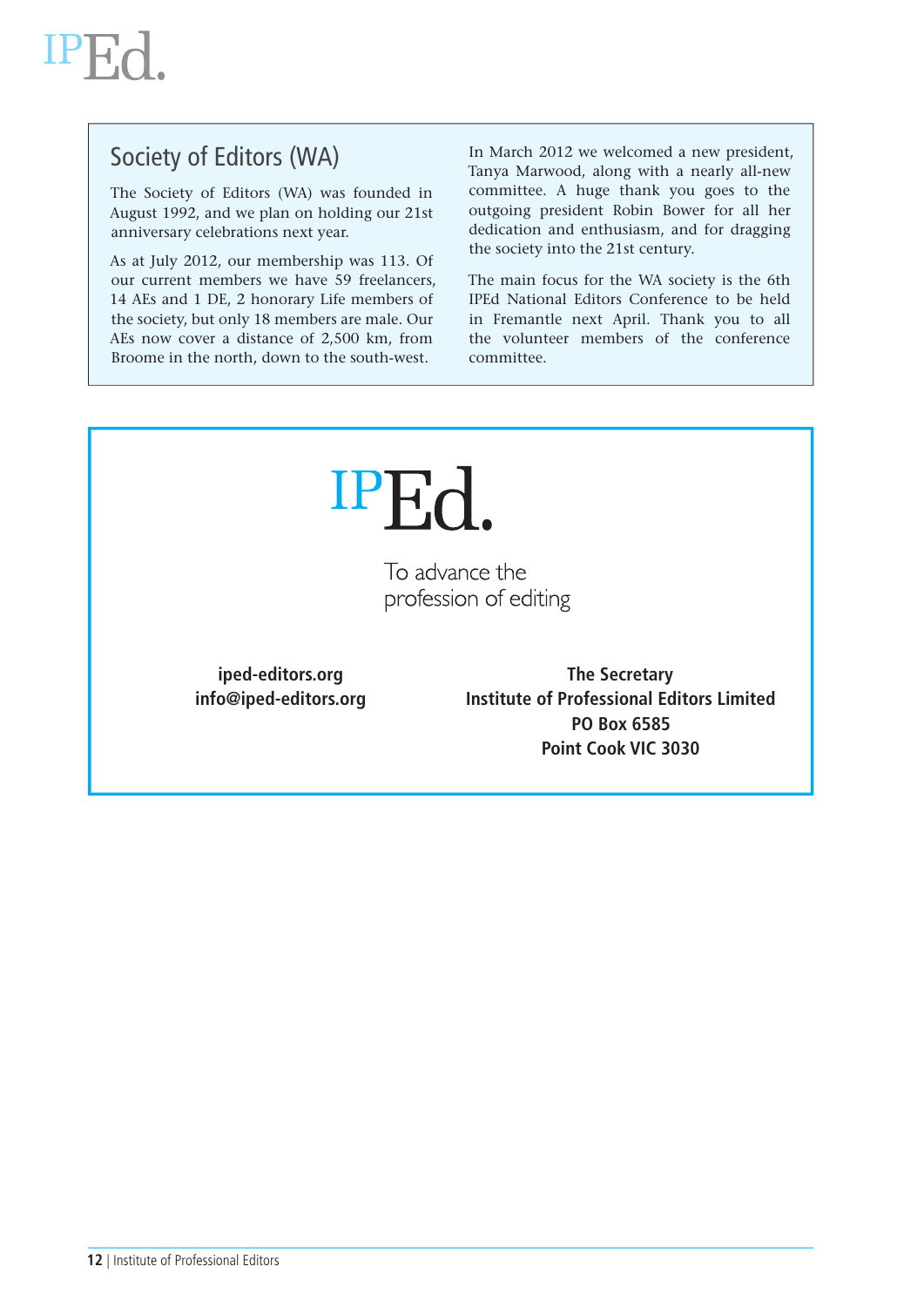IPEd.

## Society of Editors (WA)

The Society of Editors (WA) was founded in August 1992, and we plan on holding our 21st anniversary celebrations next year.

As at July 2012, our membership was 113. Of our current members we have 59 freelancers, 14 AEs and 1 DE, 2 honorary Life members of the society, but only 18 members are male. Our AEs now cover a distance of 2,500 km, from Broome in the north, down to the south-west.

In March 2012 we welcomed a new president, Tanya Marwood, along with a nearly all-new committee. A huge thank you goes to the outgoing president Robin Bower for all her dedication and enthusiasm, and for dragging the society into the 21st century.

The main focus for the WA society is the 6th IPEd National Editors Conference to be held in Fremantle next April. Thank you to all the volunteer members of the conference committee.

IPEd.

To advance the profession of editing

**iped-editors.org**
**info@iped-editors.org**

**The Secretary**
**Institute of Professional Editors Limited**
**PO Box 6585**
**Point Cook VIC 3030**